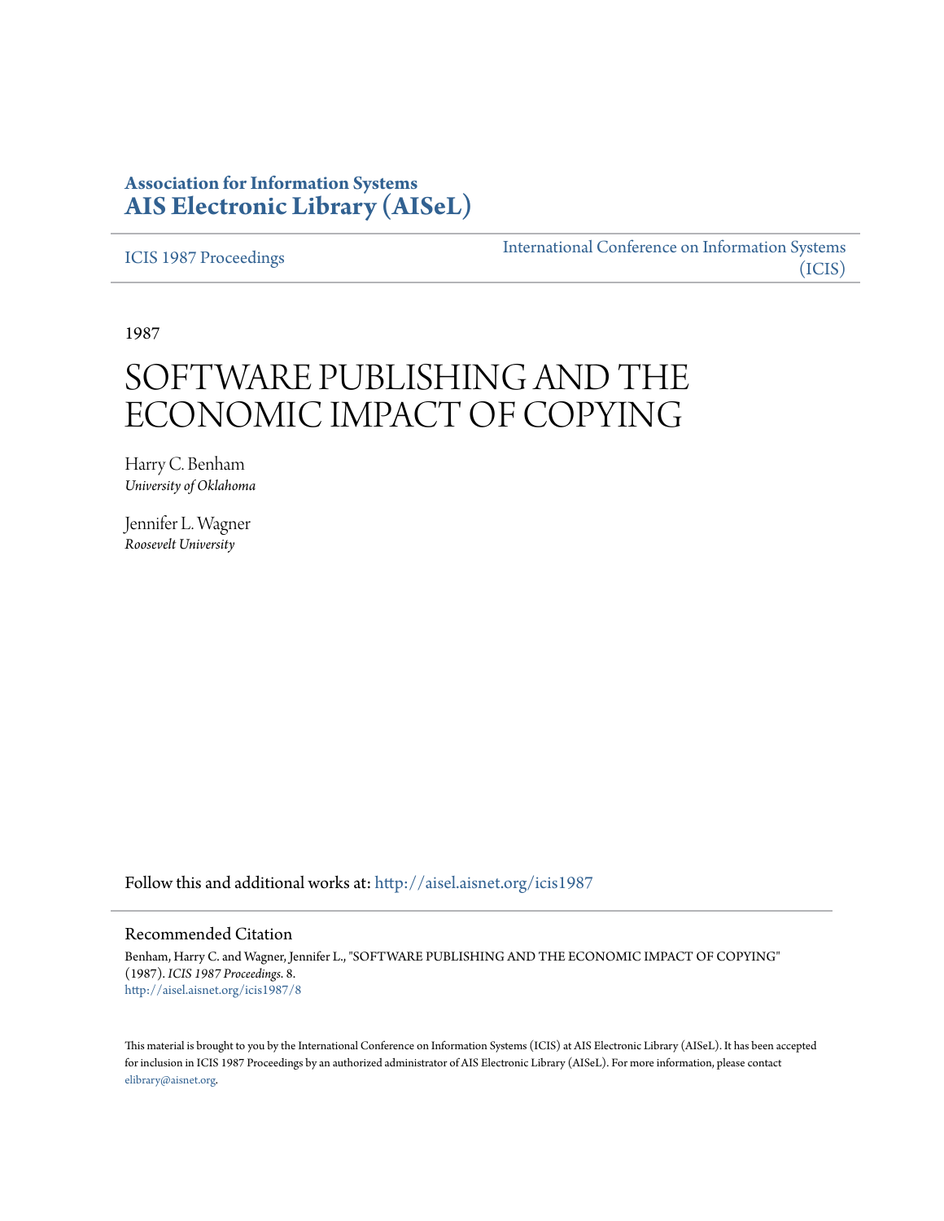**Association for Information Systems**
**AIS Electronic Library (AISeL)**

ICIS 1987 Proceedings

International Conference on Information Systems (ICIS)

1987

# SOFTWARE PUBLISHING AND THE ECONOMIC IMPACT OF COPYING

Harry C. Benham
*University of Oklahoma*

Jennifer L. Wagner
*Roosevelt University*

Follow this and additional works at: http://aisel.aisnet.org/icis1987

## Recommended Citation

Benham, Harry C. and Wagner, Jennifer L., "SOFTWARE PUBLISHING AND THE ECONOMIC IMPACT OF COPYING" (1987). *ICIS 1987 Proceedings*. 8.
http://aisel.aisnet.org/icis1987/8

This material is brought to you by the International Conference on Information Systems (ICIS) at AIS Electronic Library (AISeL). It has been accepted for inclusion in ICIS 1987 Proceedings by an authorized administrator of AIS Electronic Library (AISeL). For more information, please contact elibrary@aisnet.org.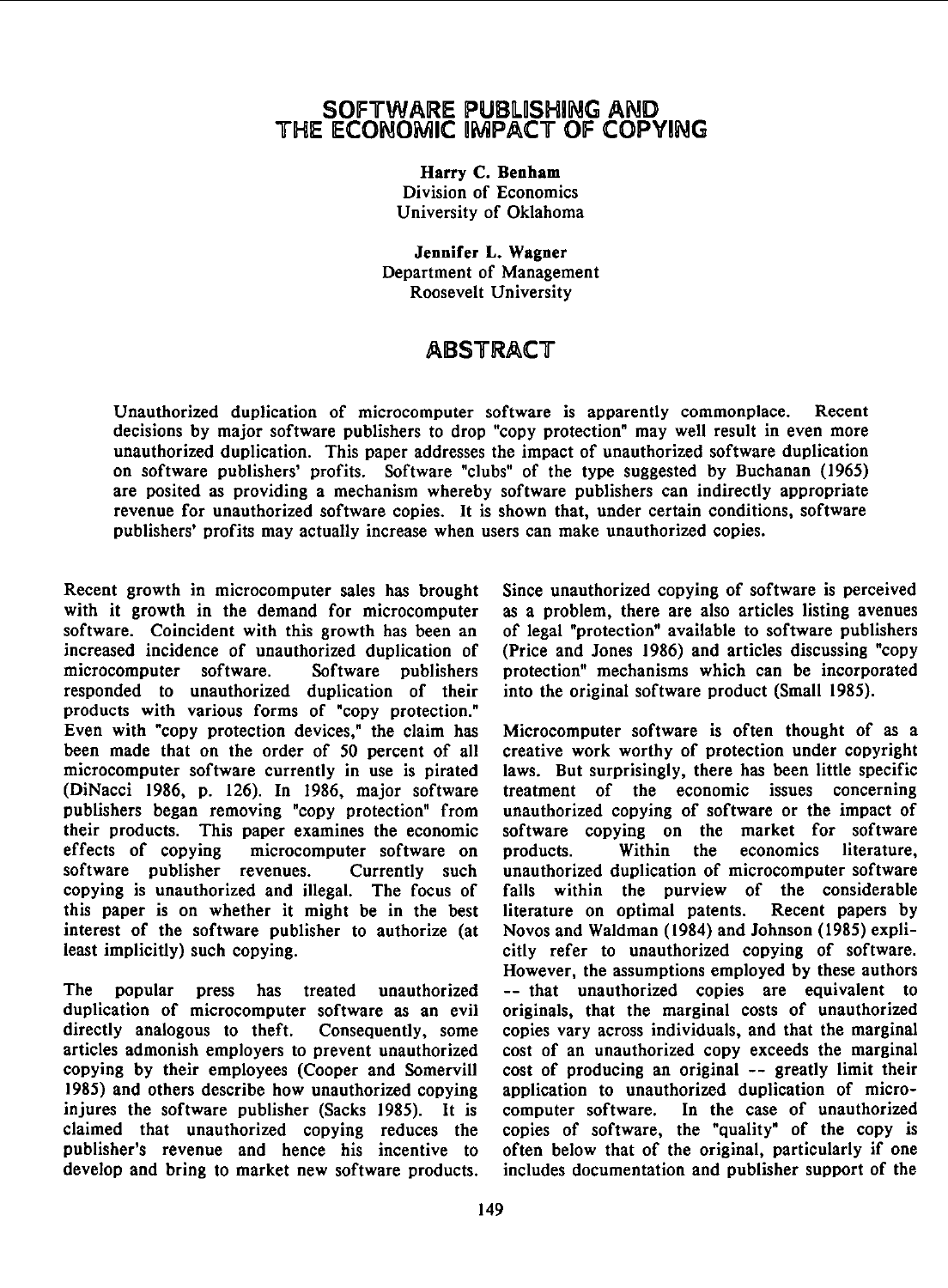# SOFTWARE PUBLISHING AND THE ECONOMIC IMPACT OF COPYING

**Harry C. Benham**
Division of Economics
University of Oklahoma

**Jennifer L. Wagner**
Department of Management
Roosevelt University

## ABSTRACT

Unauthorized duplication of microcomputer software is apparently commonplace. Recent decisions by major software publishers to drop "copy protection" may well result in even more unauthorized duplication. This paper addresses the impact of unauthorized software duplication on software publishers' profits. Software "clubs" of the type suggested by Buchanan (1965) are posited as providing a mechanism whereby software publishers can indirectly appropriate revenue for unauthorized software copies. It is shown that, under certain conditions, software publishers' profits may actually increase when users can make unauthorized copies.

Recent growth in microcomputer sales has brought with it growth in the demand for microcomputer software. Coincident with this growth has been an increased incidence of unauthorized duplication of microcomputer software. Software publishers responded to unauthorized duplication of their products with various forms of "copy protection." Even with "copy protection devices," the claim has been made that on the order of 50 percent of all microcomputer software currently in use is pirated (DiNacci 1986, p. 126). In 1986, major software publishers began removing "copy protection" from their products. This paper examines the economic effects of copying microcomputer software on software publisher revenues. Currently such copying is unauthorized and illegal. The focus of this paper is on whether it might be in the best interest of the software publisher to authorize (at least implicitly) such copying.

The popular press has treated unauthorized duplication of microcomputer software as an evil directly analogous to theft. Consequently, some articles admonish employers to prevent unauthorized copying by their employees (Cooper and Somervill 1985) and others describe how unauthorized copying injures the software publisher (Sacks 1985). It is claimed that unauthorized copying reduces the publisher's revenue and hence his incentive to develop and bring to market new software products. Since unauthorized copying of software is perceived as a problem, there are also articles listing avenues of legal "protection" available to software publishers (Price and Jones 1986) and articles discussing "copy protection" mechanisms which can be incorporated into the original software product (Small 1985).

Microcomputer software is often thought of as a creative work worthy of protection under copyright laws. But surprisingly, there has been little specific treatment of the economic issues concerning unauthorized copying of software or the impact of software copying on the market for software products. Within the economics literature, unauthorized duplication of microcomputer software falls within the purview of the considerable literature on optimal patents. Recent papers by Novos and Waldman (1984) and Johnson (1985) explicitly refer to unauthorized copying of software. However, the assumptions employed by these authors -- that unauthorized copies are equivalent to originals, that the marginal costs of unauthorized copies vary across individuals, and that the marginal cost of an unauthorized copy exceeds the marginal cost of producing an original -- greatly limit their application to unauthorized duplication of microcomputer software. In the case of unauthorized copies of software, the "quality" of the copy is often below that of the original, particularly if one includes documentation and publisher support of the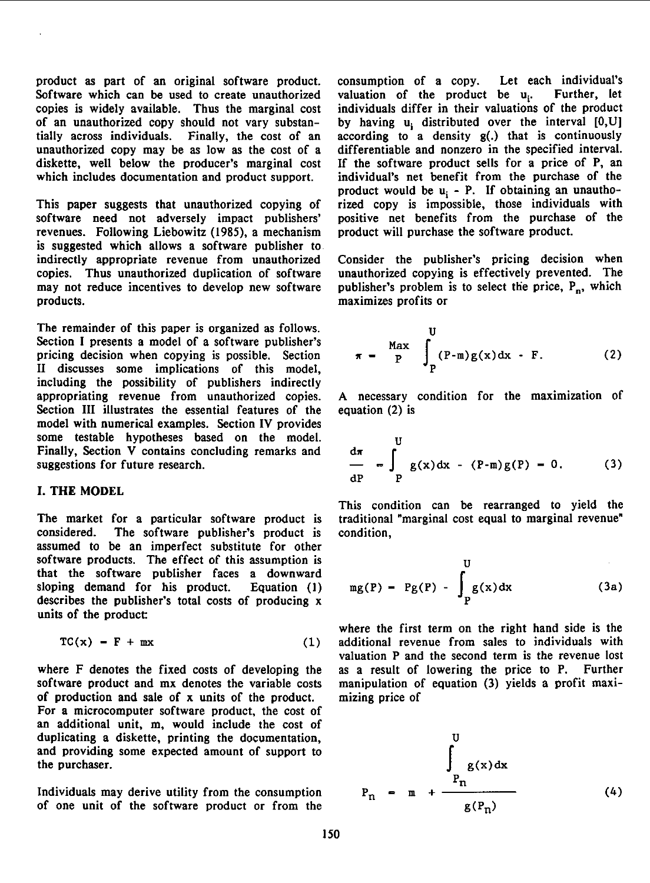product as part of an original software product. Software which can be used to create unauthorized copies is widely available. Thus the marginal cost of an unauthorized copy should not vary substantially across individuals. Finally, the cost of an unauthorized copy may be as low as the cost of a diskette, well below the producer's marginal cost which includes documentation and product support.

This paper suggests that unauthorized copying of software need not adversely impact publishers' revenues. Following Liebowitz (1985), a mechanism is suggested which allows a software publisher to indirectly appropriate revenue from unauthorized copies. Thus unauthorized duplication of software may not reduce incentives to develop new software products.

The remainder of this paper is organized as follows. Section I presents a model of a software publisher's pricing decision when copying is possible. Section II discusses some implications of this model, including the possibility of publishers indirectly appropriating revenue from unauthorized copies. Section III illustrates the essential features of the model with numerical examples. Section IV provides some testable hypotheses based on the model. Finally, Section V contains concluding remarks and suggestions for future research.

## I. THE MODEL

The market for a particular software product is considered. The software publisher's product is assumed to be an imperfect substitute for other software products. The effect of this assumption is that the software publisher faces a downward sloping demand for his product. Equation (1) describes the publisher's total costs of producing x units of the product:

$$TC(x) = F + mx \tag{1}$$

where F denotes the fixed costs of developing the software product and mx denotes the variable costs of production and sale of x units of the product. For a microcomputer software product, the cost of an additional unit, m, would include the cost of duplicating a diskette, printing the documentation, and providing some expected amount of support to the purchaser.

Individuals may derive utility from the consumption of one unit of the software product or from the consumption of a copy. Let each individual's valuation of the product be $u_i$. Further, let individuals differ in their valuations of the product by having $u_i$ distributed over the interval [0,U] according to a density g(.) that is continuously differentiable and nonzero in the specified interval. If the software product sells for a price of P, an individual's net benefit from the purchase of the product would be $u_i$ - P. If obtaining an unauthorized copy is impossible, those individuals with positive net benefits from the purchase of the product will purchase the software product.

Consider the publisher's pricing decision when unauthorized copying is effectively prevented. The publisher's problem is to select the price, $P_n$, which maximizes profits or

$$\pi = \underset{P}{\text{Max}} \int_P^U (P-m)g(x)dx - F. \tag{2}$$

A necessary condition for the maximization of equation (2) is

$$\frac{d\pi}{dP} = \int_P^U g(x)dx - (P-m)g(P) = 0. \tag{3}$$

This condition can be rearranged to yield the traditional "marginal cost equal to marginal revenue" condition,

$$mg(P) = Pg(P) - \int_P^U g(x)dx \tag{3a}$$

where the first term on the right hand side is the additional revenue from sales to individuals with valuation P and the second term is the revenue lost as a result of lowering the price to P. Further manipulation of equation (3) yields a profit maximizing price of

$$P_n = m + \frac{\int_{P_n}^U g(x)dx}{g(P_n)} \tag{4}$$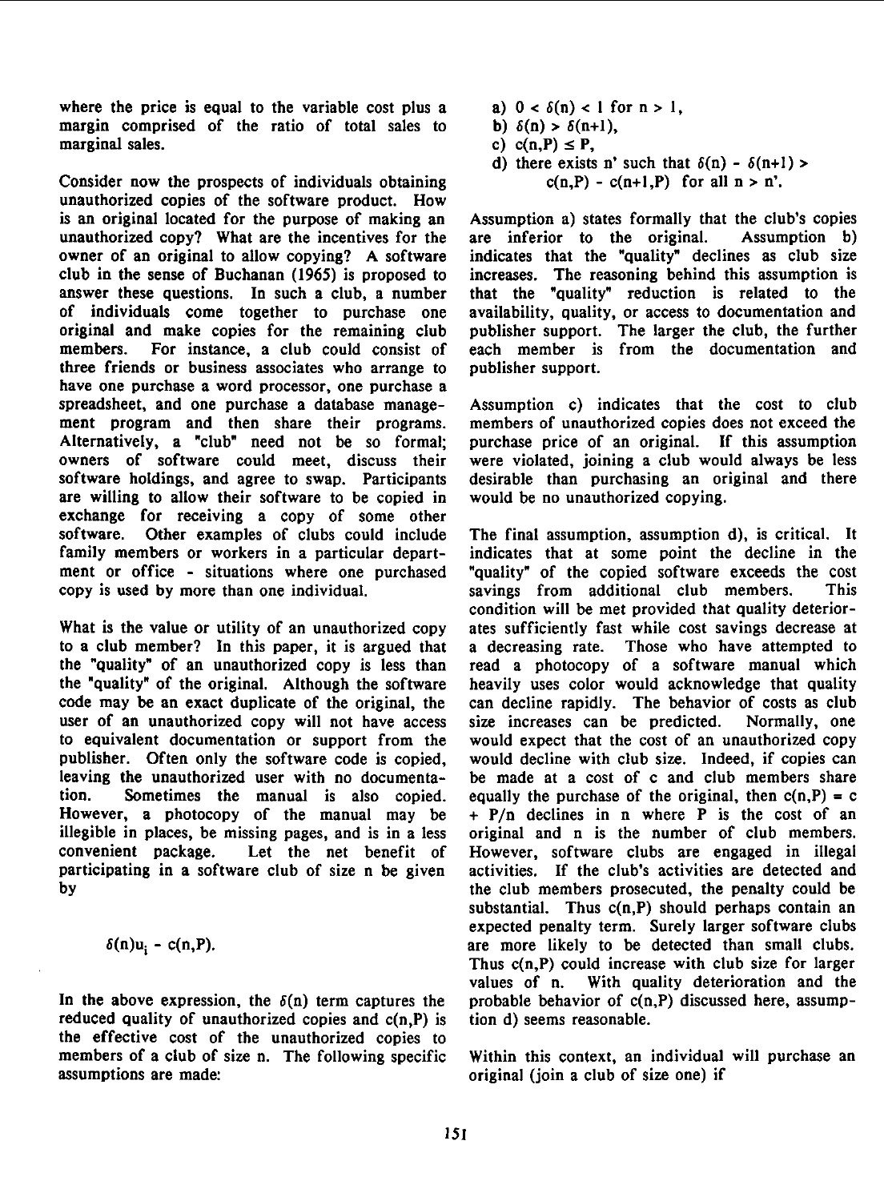where the price is equal to the variable cost plus a margin comprised of the ratio of total sales to marginal sales.

Consider now the prospects of individuals obtaining unauthorized copies of the software product. How is an original located for the purpose of making an unauthorized copy? What are the incentives for the owner of an original to allow copying? A software club in the sense of Buchanan (1965) is proposed to answer these questions. In such a club, a number of individuals come together to purchase one original and make copies for the remaining club members. For instance, a club could consist of three friends or business associates who arrange to have one purchase a word processor, one purchase a spreadsheet, and one purchase a database management program and then share their programs. Alternatively, a "club" need not be so formal; owners of software could meet, discuss their software holdings, and agree to swap. Participants are willing to allow their software to be copied in exchange for receiving a copy of some other software. Other examples of clubs could include family members or workers in a particular department or office - situations where one purchased copy is used by more than one individual.

What is the value or utility of an unauthorized copy to a club member? In this paper, it is argued that the "quality" of an unauthorized copy is less than the "quality" of the original. Although the software code may be an exact duplicate of the original, the user of an unauthorized copy will not have access to equivalent documentation or support from the publisher. Often only the software code is copied, leaving the unauthorized user with no documentation. Sometimes the manual is also copied. However, a photocopy of the manual may be illegible in places, be missing pages, and is in a less convenient package. Let the net benefit of participating in a software club of size n be given by

$$\delta(n)u_i - c(n,P).$$

In the above expression, the $\delta(n)$ term captures the reduced quality of unauthorized copies and $c(n,P)$ is the effective cost of the unauthorized copies to members of a club of size n. The following specific assumptions are made:

a) $0 < \delta(n) < 1$ for $n > 1$,
b) $\delta(n) > \delta(n+1)$,
c) $c(n,P) \leq P$,
d) there exists n' such that $\delta(n) - \delta(n+1) > c(n,P) - c(n+1,P)$ for all $n > n'$.

Assumption a) states formally that the club's copies are inferior to the original. Assumption b) indicates that the "quality" declines as club size increases. The reasoning behind this assumption is that the "quality" reduction is related to the availability, quality, or access to documentation and publisher support. The larger the club, the further each member is from the documentation and publisher support.

Assumption c) indicates that the cost to club members of unauthorized copies does not exceed the purchase price of an original. If this assumption were violated, joining a club would always be less desirable than purchasing an original and there would be no unauthorized copying.

The final assumption, assumption d), is critical. It indicates that at some point the decline in the "quality" of the copied software exceeds the cost savings from additional club members. This condition will be met provided that quality deteriorates sufficiently fast while cost savings decrease at a decreasing rate. Those who have attempted to read a photocopy of a software manual which heavily uses color would acknowledge that quality can decline rapidly. The behavior of costs as club size increases can be predicted. Normally, one would expect that the cost of an unauthorized copy would decline with club size. Indeed, if copies can be made at a cost of c and club members share equally the purchase of the original, then $c(n,P) = c + P/n$ declines in n where P is the cost of an original and n is the number of club members. However, software clubs are engaged in illegal activities. If the club's activities are detected and the club members prosecuted, the penalty could be substantial. Thus $c(n,P)$ should perhaps contain an expected penalty term. Surely larger software clubs are more likely to be detected than small clubs. Thus $c(n,P)$ could increase with club size for larger values of n. With quality deterioration and the probable behavior of $c(n,P)$ discussed here, assumption d) seems reasonable.

Within this context, an individual will purchase an original (join a club of size one) if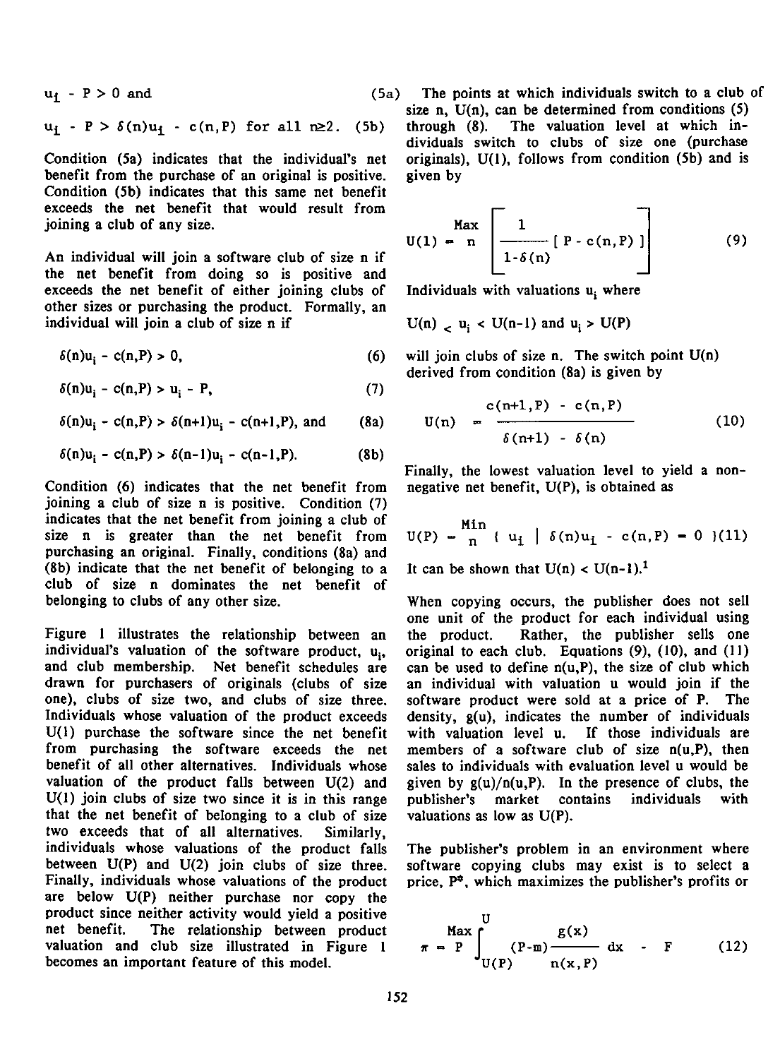$$u_i - P > 0 \text{ and} \tag{5a}$$

$$u_i - P > \delta(n)u_i - c(n,P) \text{ for all } n \geq 2. \tag{5b}$$

Condition (5a) indicates that the individual's net benefit from the purchase of an original is positive. Condition (5b) indicates that this same net benefit exceeds the net benefit that would result from joining a club of any size.

An individual will join a software club of size n if the net benefit from doing so is positive and exceeds the net benefit of either joining clubs of other sizes or purchasing the product. Formally, an individual will join a club of size n if

$$\delta(n)u_i - c(n,P) > 0, \tag{6}$$

$$\delta(n)u_i - c(n,P) > u_i - P, \tag{7}$$

$$\delta(n)u_i - c(n,P) > \delta(n+1)u_i - c(n+1,P), \text{ and} \tag{8a}$$

$$\delta(n)u_i - c(n,P) > \delta(n-1)u_i - c(n-1,P). \tag{8b}$$

Condition (6) indicates that the net benefit from joining a club of size n is positive. Condition (7) indicates that the net benefit from joining a club of size n is greater than the net benefit from purchasing an original. Finally, conditions (8a) and (8b) indicate that the net benefit of belonging to a club of size n dominates the net benefit of belonging to clubs of any other size.

Figure 1 illustrates the relationship between an individual's valuation of the software product, $u_i$, and club membership. Net benefit schedules are drawn for purchasers of originals (clubs of size one), clubs of size two, and clubs of size three. Individuals whose valuation of the product exceeds U(1) purchase the software since the net benefit from purchasing the software exceeds the net benefit of all other alternatives. Individuals whose valuation of the product falls between U(2) and U(1) join clubs of size two since it is in this range that the net benefit of belonging to a club of size two exceeds that of all alternatives. Similarly, individuals whose valuations of the product falls between U(P) and U(2) join clubs of size three. Finally, individuals whose valuations of the product are below U(P) neither purchase nor copy the product since neither activity would yield a positive net benefit. The relationship between product valuation and club size illustrated in Figure 1 becomes an important feature of this model.

The points at which individuals switch to a club of size n, U(n), can be determined from conditions (5) through (8). The valuation level at which individuals switch to clubs of size one (purchase originals), U(1), follows from condition (5b) and is given by

$$U(1) = \max_{n} \left[ \frac{1}{1-\delta(n)} [ P - c(n,P) ] \right] \tag{9}$$

Individuals with valuations $u_i$ where

$U(n) \leq u_i < U(n-1)$ and $u_i > U(P)$

will join clubs of size n. The switch point U(n) derived from condition (8a) is given by

$$U(n) = \frac{c(n+1,P) - c(n,P)}{\delta(n+1) - \delta(n)} \tag{10}$$

Finally, the lowest valuation level to yield a non-negative net benefit, U(P), is obtained as

$$U(P) = \min_{n} \{ u_i \mid \delta(n)u_i - c(n,P) = 0 \} \tag{11}$$

It can be shown that U(n) < U(n-1).[1]

When copying occurs, the publisher does not sell one unit of the product for each individual using the product. Rather, the publisher sells one original to each club. Equations (9), (10), and (11) can be used to define n(u,P), the size of club which an individual with valuation u would join if the software product were sold at a price of P. The density, g(u), indicates the number of individuals with valuation level u. If those individuals are members of a software club of size n(u,P), then sales to individuals with evaluation level u would be given by g(u)/n(u,P). In the presence of clubs, the publisher's market contains individuals with valuations as low as U(P).

The publisher's problem in an environment where software copying clubs may exist is to select a price, $P^*$, which maximizes the publisher's profits or

$$\pi = \max_{P} \int_{U(P)}^{U} (P-m) \frac{g(x)}{n(x,P)} dx - F \tag{12}$$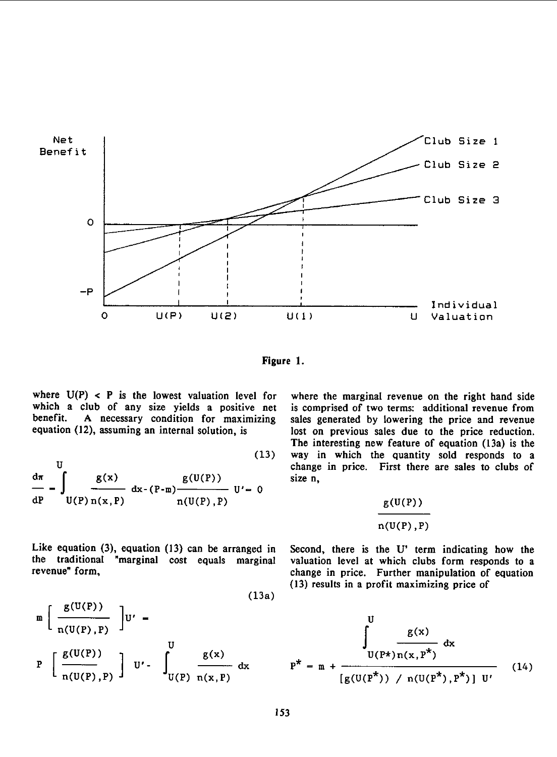Figure 1.

where $U(P) < P$ is the lowest valuation level for which a club of any size yields a positive net benefit. A necessary condition for maximizing equation (12), assuming an internal solution, is

$$\frac{d\pi}{dP} = \int_{U(P)}^{U} \frac{g(x)}{n(x,P)}\, dx - (P-m)\frac{g(U(P))}{n(U(P),P)}\, U' = 0 \tag{13}$$

Like equation (3), equation (13) can be arranged in the traditional "marginal cost equals marginal revenue" form,

$$m\left[\frac{g(U(P))}{n(U(P),P)}\right]U' = P\left[\frac{g(U(P))}{n(U(P),P)}\right]U' - \int_{U(P)}^{U} \frac{g(x)}{n(x,P)}\, dx \tag{13a}$$

where the marginal revenue on the right hand side is comprised of two terms: additional revenue from sales generated by lowering the price and revenue lost on previous sales due to the price reduction. The interesting new feature of equation (13a) is the way in which the quantity sold responds to a change in price. First there are sales to clubs of size n,

$$\frac{g(U(P))}{n(U(P),P)}$$

Second, there is the $U'$ term indicating how the valuation level at which clubs form responds to a change in price. Further manipulation of equation (13) results in a profit maximizing price of

$$P^* = m + \frac{\displaystyle\int_{U(P^*)}^{U} \frac{g(x)}{n(x,P^*)}\, dx}{[g(U(P^*)) \,/\, n(U(P^*),P^*)]\; U'} \tag{14}$$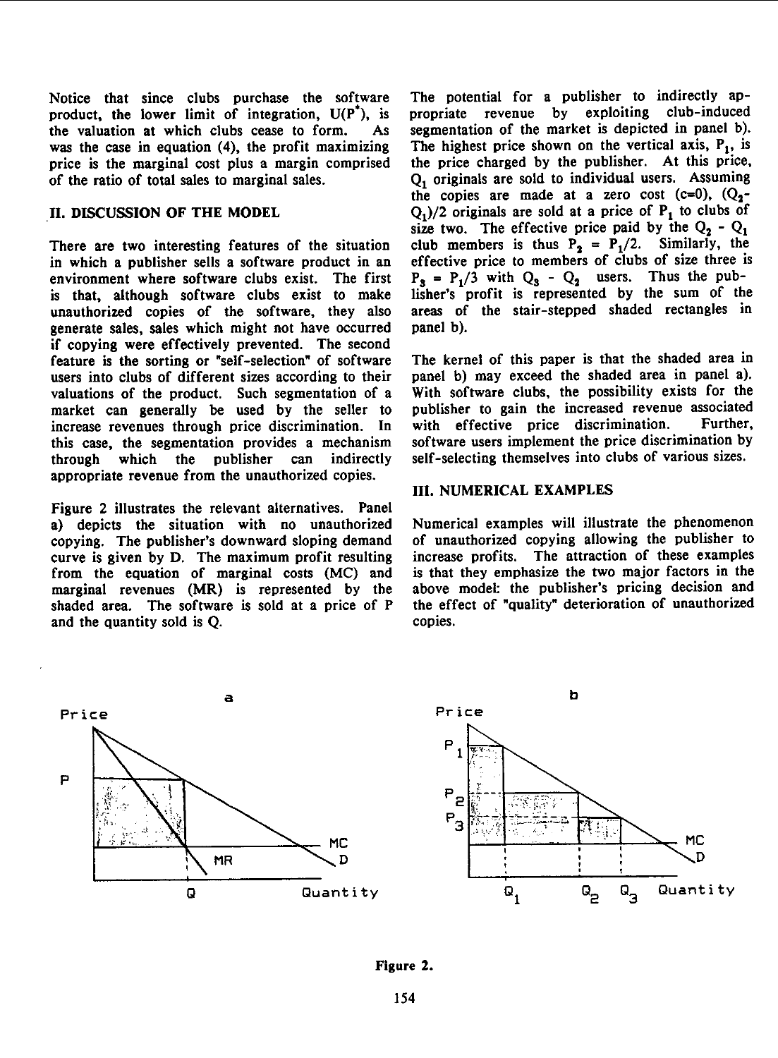Notice that since clubs purchase the software product, the lower limit of integration, $U(P^*)$, is the valuation at which clubs cease to form. As was the case in equation (4), the profit maximizing price is the marginal cost plus a margin comprised of the ratio of total sales to marginal sales.

## II. DISCUSSION OF THE MODEL

There are two interesting features of the situation in which a publisher sells a software product in an environment where software clubs exist. The first is that, although software clubs exist to make unauthorized copies of the software, they also generate sales, sales which might not have occurred if copying were effectively prevented. The second feature is the sorting or "self-selection" of software users into clubs of different sizes according to their valuations of the product. Such segmentation of a market can generally be used by the seller to increase revenues through price discrimination. In this case, the segmentation provides a mechanism through which the publisher can indirectly appropriate revenue from the unauthorized copies.

Figure 2 illustrates the relevant alternatives. Panel a) depicts the situation with no unauthorized copying. The publisher's downward sloping demand curve is given by D. The maximum profit resulting from the equation of marginal costs (MC) and marginal revenues (MR) is represented by the shaded area. The software is sold at a price of P and the quantity sold is Q.

The potential for a publisher to indirectly appropriate revenue by exploiting club-induced segmentation of the market is depicted in panel b). The highest price shown on the vertical axis, $P_1$, is the price charged by the publisher. At this price, $Q_1$ originals are sold to individual users. Assuming the copies are made at a zero cost (c=0), $(Q_2 - Q_1)/2$ originals are sold at a price of $P_1$ to clubs of size two. The effective price paid by the $Q_2 - Q_1$ club members is thus $P_2 = P_1/2$. Similarly, the effective price to members of clubs of size three is $P_3 = P_1/3$ with $Q_3 - Q_2$ users. Thus the publisher's profit is represented by the sum of the areas of the stair-stepped shaded rectangles in panel b).

The kernel of this paper is that the shaded area in panel b) may exceed the shaded area in panel a). With software clubs, the possibility exists for the publisher to gain the increased revenue associated with effective price discrimination. Further, software users implement the price discrimination by self-selecting themselves into clubs of various sizes.

## III. NUMERICAL EXAMPLES

Numerical examples will illustrate the phenomenon of unauthorized copying allowing the publisher to increase profits. The attraction of these examples is that they emphasize the two major factors in the above model: the publisher's pricing decision and the effect of "quality" deterioration of unauthorized copies.

**Figure 2.**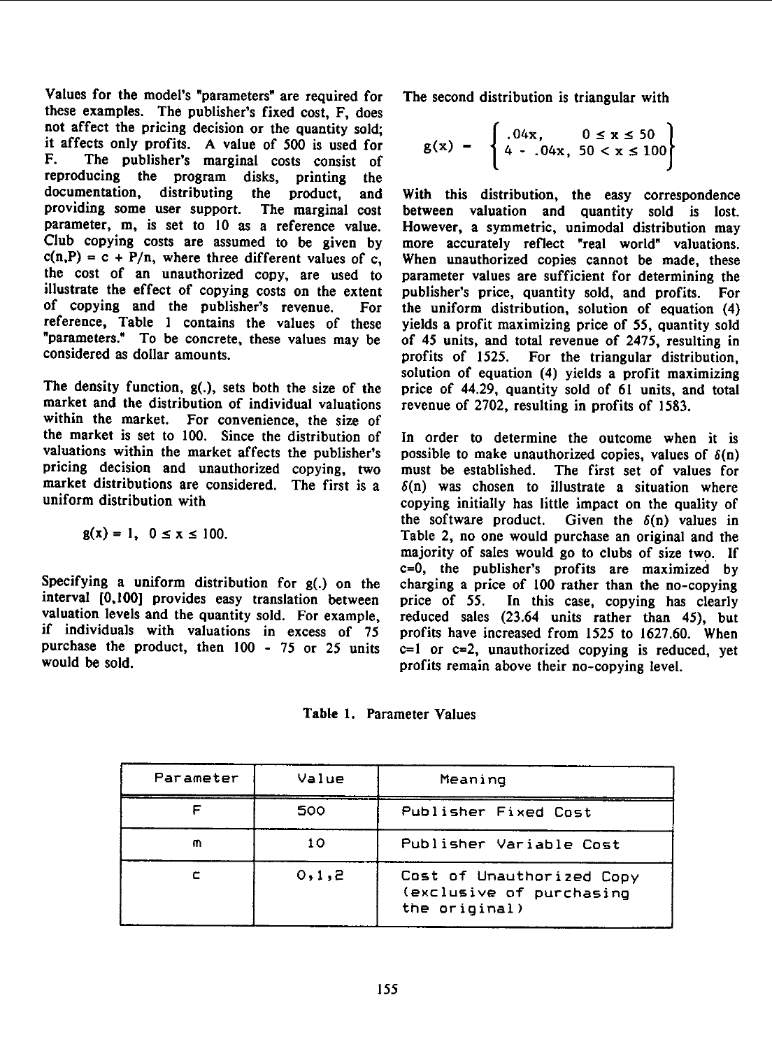Values for the model's "parameters" are required for these examples. The publisher's fixed cost, F, does not affect the pricing decision or the quantity sold; it affects only profits. A value of 500 is used for F. The publisher's marginal costs consist of reproducing the program disks, printing the documentation, distributing the product, and providing some user support. The marginal cost parameter, m, is set to 10 as a reference value. Club copying costs are assumed to be given by $c(n,P) = c + P/n$, where three different values of c, the cost of an unauthorized copy, are used to illustrate the effect of copying costs on the extent of copying and the publisher's revenue. For reference, Table 1 contains the values of these "parameters." To be concrete, these values may be considered as dollar amounts.

The density function, g(.), sets both the size of the market and the distribution of individual valuations within the market. For convenience, the size of the market is set to 100. Since the distribution of valuations within the market affects the publisher's pricing decision and unauthorized copying, two market distributions are considered. The first is a uniform distribution with

$$g(x) = 1, \quad 0 \le x \le 100.$$

Specifying a uniform distribution for g(.) on the interval [0,100] provides easy translation between valuation levels and the quantity sold. For example, if individuals with valuations in excess of 75 purchase the product, then 100 - 75 or 25 units would be sold.

The second distribution is triangular with

$$g(x) = \begin{cases} .04x, & 0 \le x \le 50 \\ 4 - .04x, & 50 < x \le 100 \end{cases}$$

With this distribution, the easy correspondence between valuation and quantity sold is lost. However, a symmetric, unimodal distribution may more accurately reflect "real world" valuations. When unauthorized copies cannot be made, these parameter values are sufficient for determining the publisher's price, quantity sold, and profits. For the uniform distribution, solution of equation (4) yields a profit maximizing price of 55, quantity sold of 45 units, and total revenue of 2475, resulting in profits of 1525. For the triangular distribution, solution of equation (4) yields a profit maximizing price of 44.29, quantity sold of 61 units, and total revenue of 2702, resulting in profits of 1583.

In order to determine the outcome when it is possible to make unauthorized copies, values of $\delta(n)$ must be established. The first set of values for $\delta(n)$ was chosen to illustrate a situation where copying initially has little impact on the quality of the software product. Given the $\delta(n)$ values in Table 2, no one would purchase an original and the majority of sales would go to clubs of size two. If c=0, the publisher's profits are maximized by charging a price of 100 rather than the no-copying price of 55. In this case, copying has clearly reduced sales (23.64 units rather than 45), but profits have increased from 1525 to 1627.60. When c=1 or c=2, unauthorized copying is reduced, yet profits remain above their no-copying level.

**Table 1.** Parameter Values

| Parameter | Value | Meaning |
|---|---|---|
| F | 500 | Publisher Fixed Cost |
| m | 10 | Publisher Variable Cost |
| c | 0,1,2 | Cost of Unauthorized Copy (exclusive of purchasing the original) |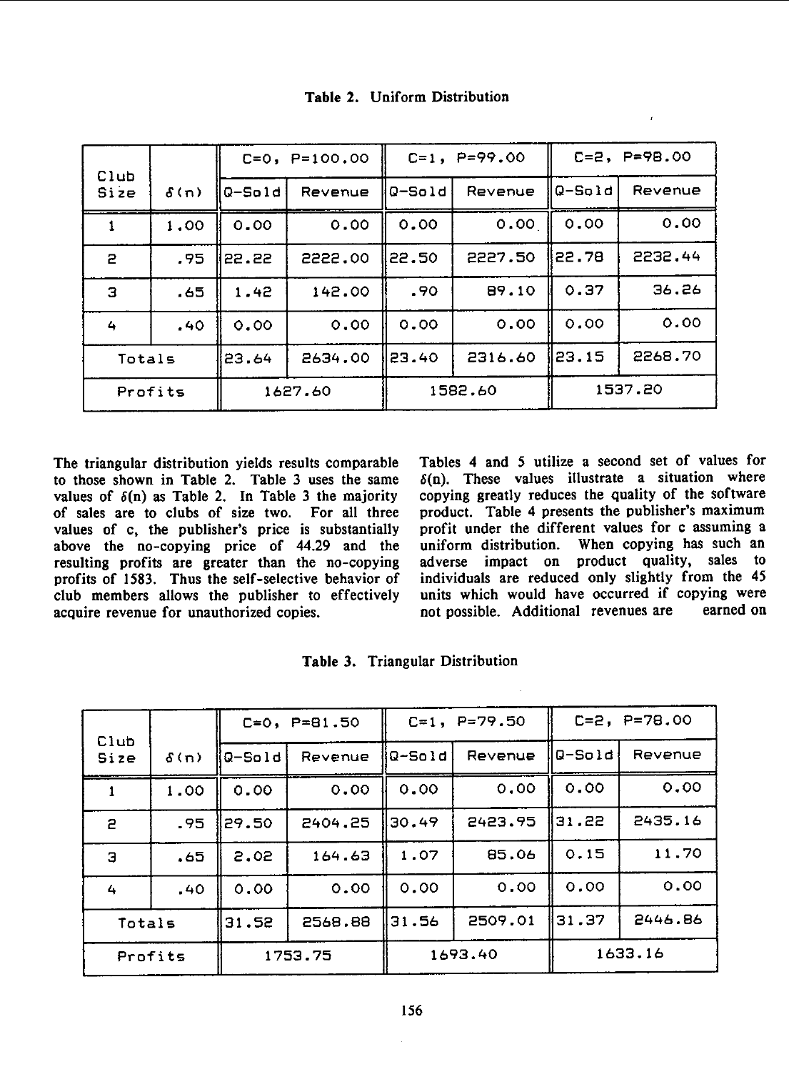**Table 2.** Uniform Distribution

| Club Size | $\delta(n)$ | C=0, P=100.00 | | C=1, P=99.00 | | C=2, P=98.00 | |
|---|---|---|---|---|---|---|---|
| | | Q-Sold | Revenue | Q-Sold | Revenue | Q-Sold | Revenue |
| 1 | 1.00 | 0.00 | 0.00 | 0.00 | 0.00 | 0.00 | 0.00 |
| 2 | .95 | 22.22 | 2222.00 | 22.50 | 2227.50 | 22.78 | 2232.44 |
| 3 | .65 | 1.42 | 142.00 | .90 | 89.10 | 0.37 | 36.26 |
| 4 | .40 | 0.00 | 0.00 | 0.00 | 0.00 | 0.00 | 0.00 |
| Totals | | 23.64 | 2634.00 | 23.40 | 2316.60 | 23.15 | 2268.70 |
| Profits | | 1627.60 | | 1582.60 | | 1537.20 | |

The triangular distribution yields results comparable to those shown in Table 2. Table 3 uses the same values of $\delta(n)$ as Table 2. In Table 3 the majority of sales are to clubs of size two. For all three values of c, the publisher's price is substantially above the no-copying price of 44.29 and the resulting profits are greater than the no-copying profits of 1583. Thus the self-selective behavior of club members allows the publisher to effectively acquire revenue for unauthorized copies.

Tables 4 and 5 utilize a second set of values for $\delta(n)$. These values illustrate a situation where copying greatly reduces the quality of the software product. Table 4 presents the publisher's maximum profit under the different values for c assuming a uniform distribution. When copying has such an adverse impact on product quality, sales to individuals are reduced only slightly from the 45 units which would have occurred if copying were not possible. Additional revenues are earned on

**Table 3.** Triangular Distribution

| Club Size | $\delta(n)$ | C=0, P=81.50 | | C=1, P=79.50 | | C=2, P=78.00 | |
|---|---|---|---|---|---|---|---|
| | | Q-Sold | Revenue | Q-Sold | Revenue | Q-Sold | Revenue |
| 1 | 1.00 | 0.00 | 0.00 | 0.00 | 0.00 | 0.00 | 0.00 |
| 2 | .95 | 29.50 | 2404.25 | 30.49 | 2423.95 | 31.22 | 2435.16 |
| 3 | .65 | 2.02 | 164.63 | 1.07 | 85.06 | 0.15 | 11.70 |
| 4 | .40 | 0.00 | 0.00 | 0.00 | 0.00 | 0.00 | 0.00 |
| Totals | | 31.52 | 2568.88 | 31.56 | 2509.01 | 31.37 | 2446.86 |
| Profits | | 1753.75 | | 1693.40 | | 1633.16 | |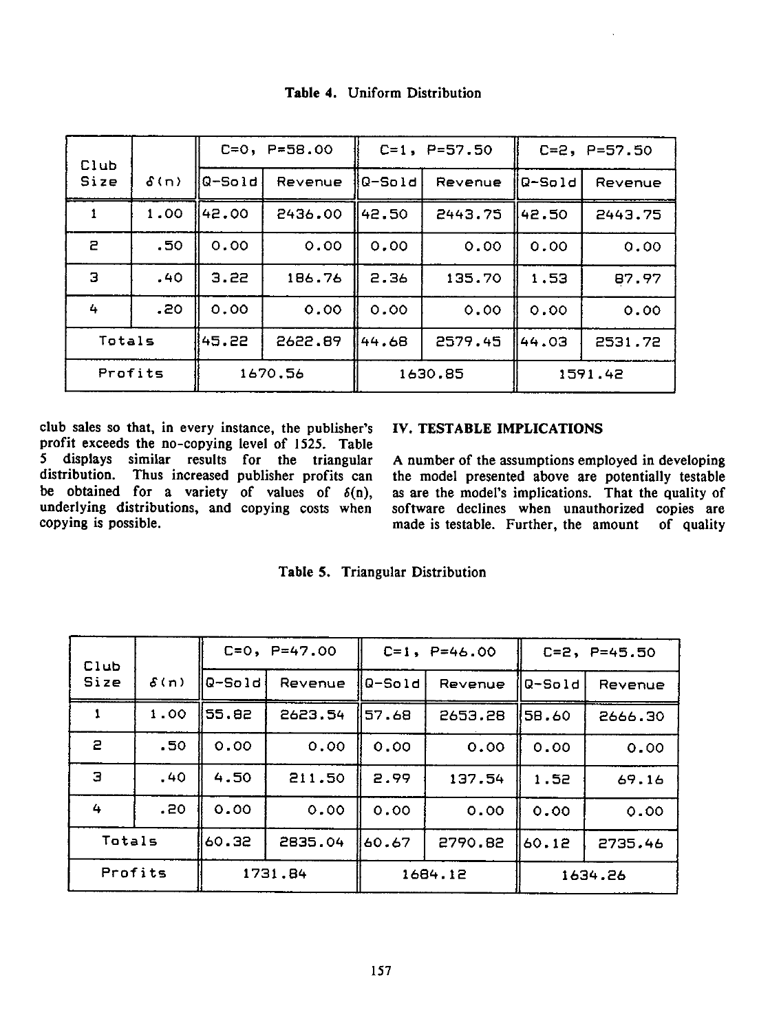**Table 4. Uniform Distribution**

| Club Size | $\delta(n)$ | C=0, P=58.00 | | C=1, P=57.50 | | C=2, P=57.50 | |
|---|---|---|---|---|---|---|---|
| | | Q-Sold | Revenue | Q-Sold | Revenue | Q-Sold | Revenue |
| 1 | 1.00 | 42.00 | 2436.00 | 42.50 | 2443.75 | 42.50 | 2443.75 |
| 2 | .50 | 0.00 | 0.00 | 0.00 | 0.00 | 0.00 | 0.00 |
| 3 | .40 | 3.22 | 186.76 | 2.36 | 135.70 | 1.53 | 87.97 |
| 4 | .20 | 0.00 | 0.00 | 0.00 | 0.00 | 0.00 | 0.00 |
| Totals | | 45.22 | 2622.89 | 44.68 | 2579.45 | 44.03 | 2531.72 |
| Profits | | 1670.56 | | 1630.85 | | 1591.42 | |

club sales so that, in every instance, the publisher's profit exceeds the no-copying level of 1525. Table 5 displays similar results for the triangular distribution. Thus increased publisher profits can be obtained for a variety of values of $\delta(n)$, underlying distributions, and copying costs when copying is possible.

## IV. TESTABLE IMPLICATIONS

A number of the assumptions employed in developing the model presented above are potentially testable as are the model's implications. That the quality of software declines when unauthorized copies are made is testable. Further, the amount of quality

**Table 5. Triangular Distribution**

| Club Size | $\delta(n)$ | C=0, P=47.00 | | C=1, P=46.00 | | C=2, P=45.50 | |
|---|---|---|---|---|---|---|---|
| | | Q-Sold | Revenue | Q-Sold | Revenue | Q-Sold | Revenue |
| 1 | 1.00 | 55.82 | 2623.54 | 57.68 | 2653.28 | 58.60 | 2666.30 |
| 2 | .50 | 0.00 | 0.00 | 0.00 | 0.00 | 0.00 | 0.00 |
| 3 | .40 | 4.50 | 211.50 | 2.99 | 137.54 | 1.52 | 69.16 |
| 4 | .20 | 0.00 | 0.00 | 0.00 | 0.00 | 0.00 | 0.00 |
| Totals | | 60.32 | 2835.04 | 60.67 | 2790.82 | 60.12 | 2735.46 |
| Profits | | 1731.84 | | 1684.12 | | 1634.26 | |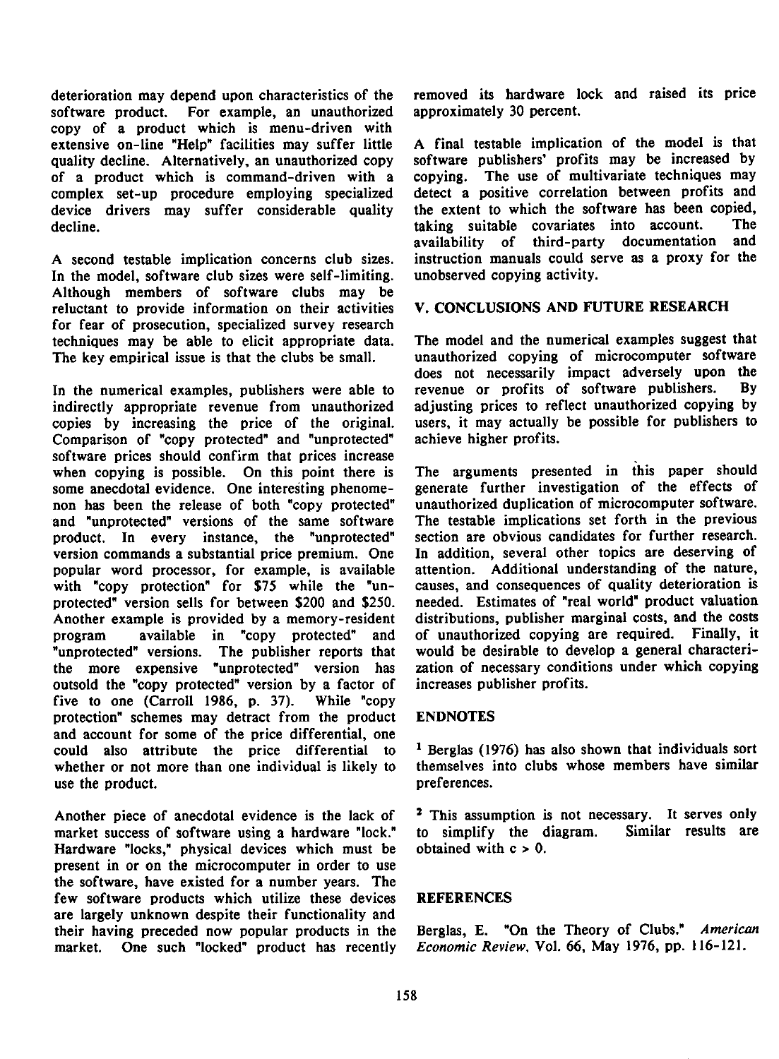deterioration may depend upon characteristics of the software product. For example, an unauthorized copy of a product which is menu-driven with extensive on-line "Help" facilities may suffer little quality decline. Alternatively, an unauthorized copy of a product which is command-driven with a complex set-up procedure employing specialized device drivers may suffer considerable quality decline.

A second testable implication concerns club sizes. In the model, software club sizes were self-limiting. Although members of software clubs may be reluctant to provide information on their activities for fear of prosecution, specialized survey research techniques may be able to elicit appropriate data. The key empirical issue is that the clubs be small.

In the numerical examples, publishers were able to indirectly appropriate revenue from unauthorized copies by increasing the price of the original. Comparison of "copy protected" and "unprotected" software prices should confirm that prices increase when copying is possible. On this point there is some anecdotal evidence. One interesting phenomenon has been the release of both "copy protected" and "unprotected" versions of the same software product. In every instance, the "unprotected" version commands a substantial price premium. One popular word processor, for example, is available with "copy protection" for $75 while the "unprotected" version sells for between $200 and $250. Another example is provided by a memory-resident program available in "copy protected" and "unprotected" versions. The publisher reports that the more expensive "unprotected" version has outsold the "copy protected" version by a factor of five to one (Carroll 1986, p. 37). While "copy protection" schemes may detract from the product and account for some of the price differential, one could also attribute the price differential to whether or not more than one individual is likely to use the product.

Another piece of anecdotal evidence is the lack of market success of software using a hardware "lock." Hardware "locks," physical devices which must be present in or on the microcomputer in order to use the software, have existed for a number years. The few software products which utilize these devices are largely unknown despite their functionality and their having preceded now popular products in the market. One such "locked" product has recently removed its hardware lock and raised its price approximately 30 percent.

A final testable implication of the model is that software publishers' profits may be increased by copying. The use of multivariate techniques may detect a positive correlation between profits and the extent to which the software has been copied, taking suitable covariates into account. The availability of third-party documentation and instruction manuals could serve as a proxy for the unobserved copying activity.

## V. CONCLUSIONS AND FUTURE RESEARCH

The model and the numerical examples suggest that unauthorized copying of microcomputer software does not necessarily impact adversely upon the revenue or profits of software publishers. By adjusting prices to reflect unauthorized copying by users, it may actually be possible for publishers to achieve higher profits.

The arguments presented in this paper should generate further investigation of the effects of unauthorized duplication of microcomputer software. The testable implications set forth in the previous section are obvious candidates for further research. In addition, several other topics are deserving of attention. Additional understanding of the nature, causes, and consequences of quality deterioration is needed. Estimates of "real world" product valuation distributions, publisher marginal costs, and the costs of unauthorized copying are required. Finally, it would be desirable to develop a general characterization of necessary conditions under which copying increases publisher profits.

## ENDNOTES

[1] Berglas (1976) has also shown that individuals sort themselves into clubs whose members have similar preferences.

[2] This assumption is not necessary. It serves only to simplify the diagram. Similar results are obtained with $c > 0$.

## REFERENCES

Berglas, E. "On the Theory of Clubs." *American Economic Review*, Vol. 66, May 1976, pp. 116-121.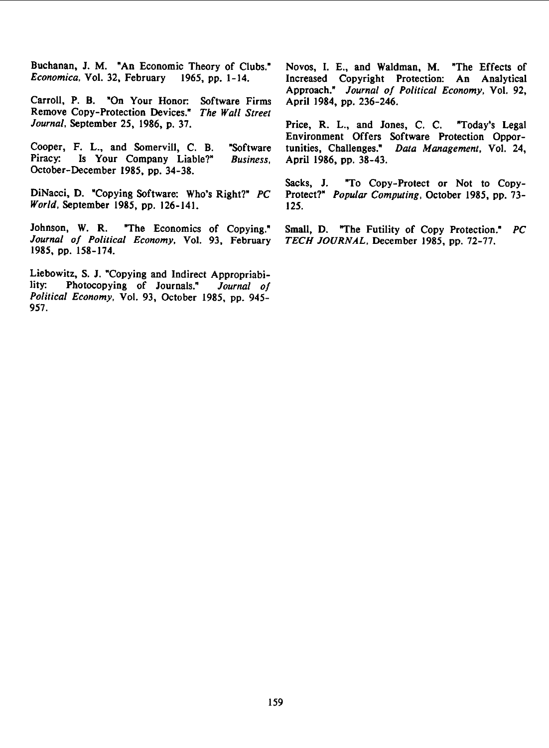Buchanan, J. M. "An Economic Theory of Clubs." *Economica*, Vol. 32, February 1965, pp. 1-14.

Carroll, P. B. "On Your Honor: Software Firms Remove Copy-Protection Devices." *The Wall Street Journal*, September 25, 1986, p. 37.

Cooper, F. L., and Somervill, C. B. "Software Piracy: Is Your Company Liable?" *Business*, October-December 1985, pp. 34-38.

DiNacci, D. "Copying Software: Who's Right?" *PC World*, September 1985, pp. 126-141.

Johnson, W. R. "The Economics of Copying." *Journal of Political Economy*, Vol. 93, February 1985, pp. 158-174.

Liebowitz, S. J. "Copying and Indirect Appropriability: Photocopying of Journals." *Journal of Political Economy*, Vol. 93, October 1985, pp. 945-957.

Novos, I. E., and Waldman, M. "The Effects of Increased Copyright Protection: An Analytical Approach." *Journal of Political Economy*, Vol. 92, April 1984, pp. 236-246.

Price, R. L., and Jones, C. C. "Today's Legal Environment Offers Software Protection Opportunities, Challenges." *Data Management*, Vol. 24, April 1986, pp. 38-43.

Sacks, J. "To Copy-Protect or Not to Copy-Protect?" *Popular Computing*, October 1985, pp. 73-125.

Small, D. "The Futility of Copy Protection." *PC TECH JOURNAL*, December 1985, pp. 72-77.